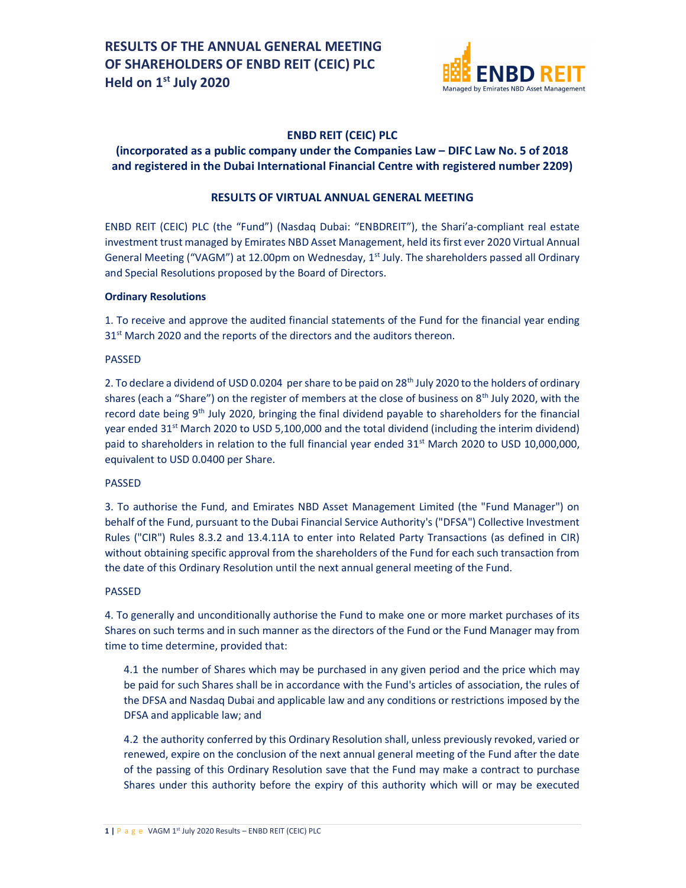# RESULTS OF THE ANNUAL GENERAL MEETING OF SHAREHOLDERS OF ENBD REIT (CEIC) PLC Held on 1st July 2020

## ENBD REIT (CEIC) PLC

## (incorporated as a public company under the Companies Law – DIFC Law No. 5 of 2018 and registered in the Dubai International Financial Centre with registered number 2209)

## RESULTS OF VIRTUAL ANNUAL GENERAL MEETING

ENBD REIT (CEIC) PLC (the "Fund") (Nasdaq Dubai: "ENBDREIT"), the Shari'a-compliant real estate investment trust managed by Emirates NBD Asset Management, held its first ever 2020 Virtual Annual General Meeting ("VAGM") at 12.00pm on Wednesday, 1st July. The shareholders passed all Ordinary and Special Resolutions proposed by the Board of Directors.

**Ordinary Resolutions**

1. To receive and approve the audited financial statements of the Fund for the financial year ending 31st March 2020 and the reports of the directors and the auditors thereon.

PASSED

2. To declare a dividend of USD 0.0204 per share to be paid on 28th July 2020 to the holders of ordinary shares (each a "Share") on the register of members at the close of business on 8th July 2020, with the record date being 9th July 2020, bringing the final dividend payable to shareholders for the financial year ended 31st March 2020 to USD 5,100,000 and the total dividend (including the interim dividend) paid to shareholders in relation to the full financial year ended 31st March 2020 to USD 10,000,000, equivalent to USD 0.0400 per Share.

PASSED

3. To authorise the Fund, and Emirates NBD Asset Management Limited (the "Fund Manager") on behalf of the Fund, pursuant to the Dubai Financial Service Authority's ("DFSA") Collective Investment Rules ("CIR") Rules 8.3.2 and 13.4.11A to enter into Related Party Transactions (as defined in CIR) without obtaining specific approval from the shareholders of the Fund for each such transaction from the date of this Ordinary Resolution until the next annual general meeting of the Fund.

PASSED

4. To generally and unconditionally authorise the Fund to make one or more market purchases of its Shares on such terms and in such manner as the directors of the Fund or the Fund Manager may from time to time determine, provided that:

4.1 the number of Shares which may be purchased in any given period and the price which may be paid for such Shares shall be in accordance with the Fund's articles of association, the rules of the DFSA and Nasdaq Dubai and applicable law and any conditions or restrictions imposed by the DFSA and applicable law; and

4.2 the authority conferred by this Ordinary Resolution shall, unless previously revoked, varied or renewed, expire on the conclusion of the next annual general meeting of the Fund after the date of the passing of this Ordinary Resolution save that the Fund may make a contract to purchase Shares under this authority before the expiry of this authority which will or may be executed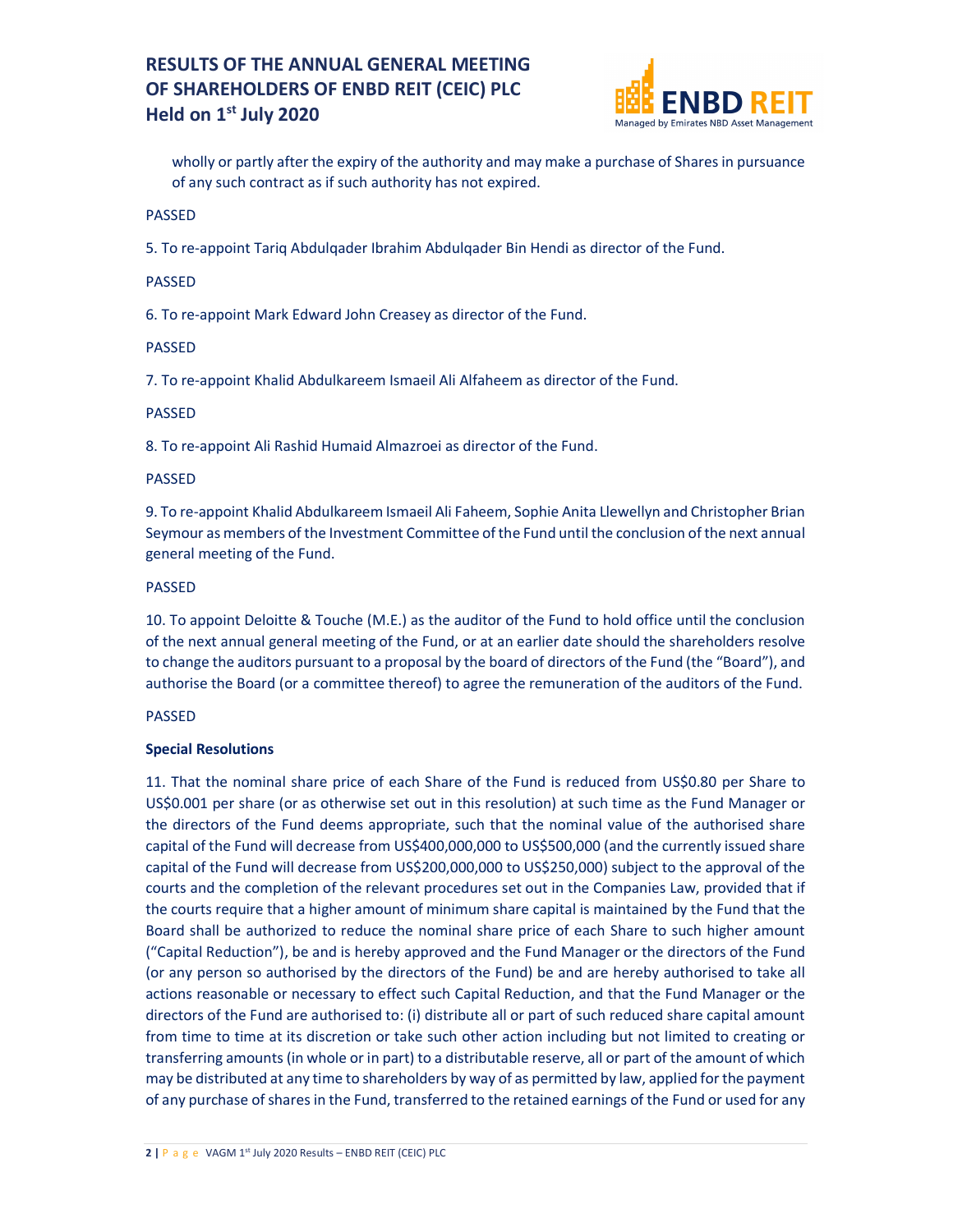wholly or partly after the expiry of the authority and may make a purchase of Shares in pursuance of any such contract as if such authority has not expired.

PASSED

5. To re-appoint Tariq Abdulqader Ibrahim Abdulqader Bin Hendi as director of the Fund.

PASSED

6. To re-appoint Mark Edward John Creasey as director of the Fund.

PASSED

7. To re-appoint Khalid Abdulkareem Ismaeil Ali Alfaheem as director of the Fund.

PASSED

8. To re-appoint Ali Rashid Humaid Almazroei as director of the Fund.

PASSED

9. To re-appoint Khalid Abdulkareem Ismaeil Ali Faheem, Sophie Anita Llewellyn and Christopher Brian Seymour as members of the Investment Committee of the Fund until the conclusion of the next annual general meeting of the Fund.

PASSED

10. To appoint Deloitte & Touche (M.E.) as the auditor of the Fund to hold office until the conclusion of the next annual general meeting of the Fund, or at an earlier date should the shareholders resolve to change the auditors pursuant to a proposal by the board of directors of the Fund (the "Board"), and authorise the Board (or a committee thereof) to agree the remuneration of the auditors of the Fund.

PASSED

**Special Resolutions**

11. That the nominal share price of each Share of the Fund is reduced from US$0.80 per Share to US$0.001 per share (or as otherwise set out in this resolution) at such time as the Fund Manager or the directors of the Fund deems appropriate, such that the nominal value of the authorised share capital of the Fund will decrease from US$400,000,000 to US$500,000 (and the currently issued share capital of the Fund will decrease from US$200,000,000 to US$250,000) subject to the approval of the courts and the completion of the relevant procedures set out in the Companies Law, provided that if the courts require that a higher amount of minimum share capital is maintained by the Fund that the Board shall be authorized to reduce the nominal share price of each Share to such higher amount ("Capital Reduction"), be and is hereby approved and the Fund Manager or the directors of the Fund (or any person so authorised by the directors of the Fund) be and are hereby authorised to take all actions reasonable or necessary to effect such Capital Reduction, and that the Fund Manager or the directors of the Fund are authorised to: (i) distribute all or part of such reduced share capital amount from time to time at its discretion or take such other action including but not limited to creating or transferring amounts (in whole or in part) to a distributable reserve, all or part of the amount of which may be distributed at any time to shareholders by way of as permitted by law, applied for the payment of any purchase of shares in the Fund, transferred to the retained earnings of the Fund or used for any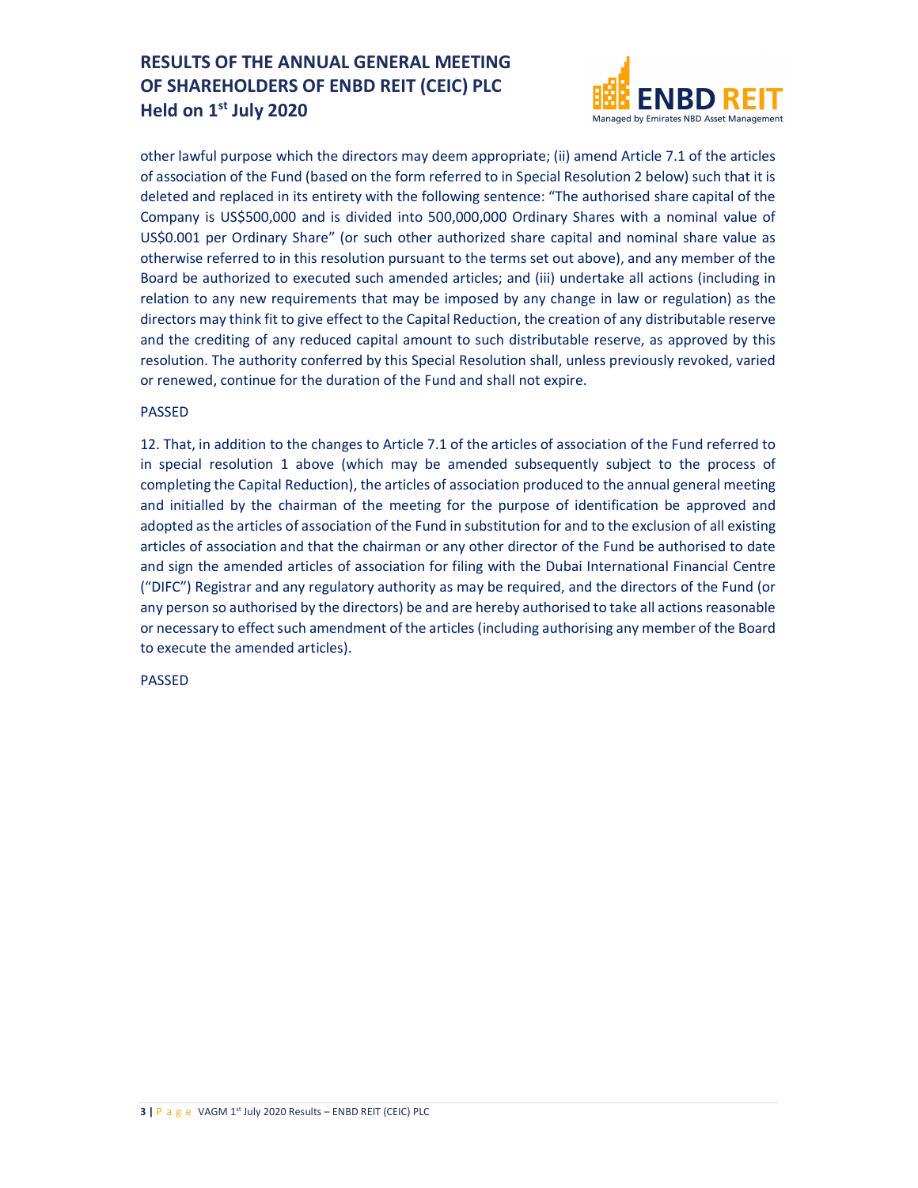other lawful purpose which the directors may deem appropriate; (ii) amend Article 7.1 of the articles of association of the Fund (based on the form referred to in Special Resolution 2 below) such that it is deleted and replaced in its entirety with the following sentence: “The authorised share capital of the Company is US$500,000 and is divided into 500,000,000 Ordinary Shares with a nominal value of US$0.001 per Ordinary Share” (or such other authorized share capital and nominal share value as otherwise referred to in this resolution pursuant to the terms set out above), and any member of the Board be authorized to executed such amended articles; and (iii) undertake all actions (including in relation to any new requirements that may be imposed by any change in law or regulation) as the directors may think fit to give effect to the Capital Reduction, the creation of any distributable reserve and the crediting of any reduced capital amount to such distributable reserve, as approved by this resolution. The authority conferred by this Special Resolution shall, unless previously revoked, varied or renewed, continue for the duration of the Fund and shall not expire.

PASSED

12. That, in addition to the changes to Article 7.1 of the articles of association of the Fund referred to in special resolution 1 above (which may be amended subsequently subject to the process of completing the Capital Reduction), the articles of association produced to the annual general meeting and initialled by the chairman of the meeting for the purpose of identification be approved and adopted as the articles of association of the Fund in substitution for and to the exclusion of all existing articles of association and that the chairman or any other director of the Fund be authorised to date and sign the amended articles of association for filing with the Dubai International Financial Centre (“DIFC”) Registrar and any regulatory authority as may be required, and the directors of the Fund (or any person so authorised by the directors) be and are hereby authorised to take all actions reasonable or necessary to effect such amendment of the articles (including authorising any member of the Board to execute the amended articles).

PASSED